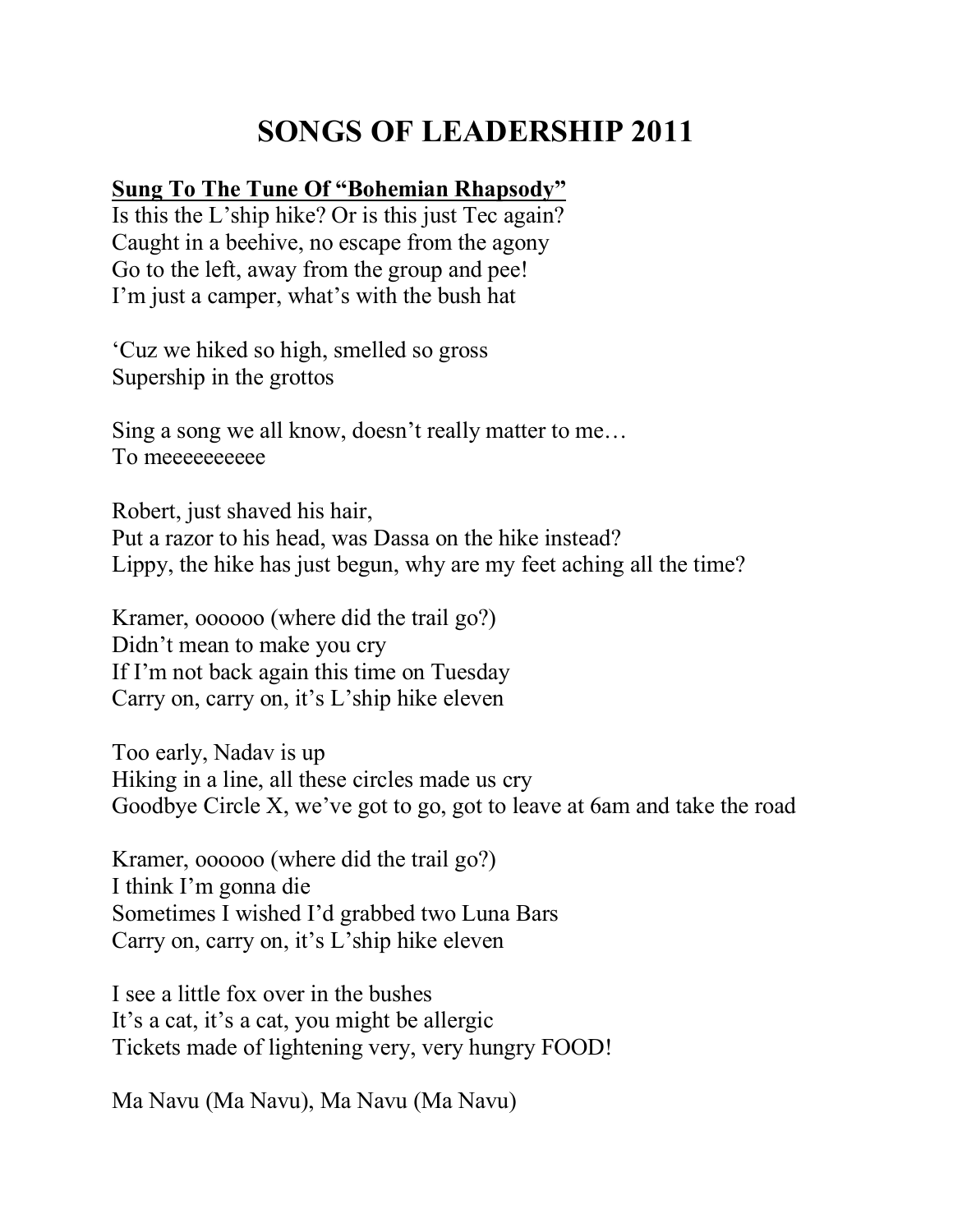# SONGS OF LEADERSHIP 2011

**Sung To The Tune Of "Bohemian Rhapsody"**

Is this the L'ship hike? Or is this just Tec again?
Caught in a beehive, no escape from the agony
Go to the left, away from the group and pee!
I'm just a camper, what's with the bush hat

'Cuz we hiked so high, smelled so gross
Supership in the grottos

Sing a song we all know, doesn't really matter to me…
To meeeeeeeeee

Robert, just shaved his hair,
Put a razor to his head, was Dassa on the hike instead?
Lippy, the hike has just begun, why are my feet aching all the time?

Kramer, oooooo (where did the trail go?)
Didn't mean to make you cry
If I'm not back again this time on Tuesday
Carry on, carry on, it's L'ship hike eleven

Too early, Nadav is up
Hiking in a line, all these circles made us cry
Goodbye Circle X, we've got to go, got to leave at 6am and take the road

Kramer, oooooo (where did the trail go?)
I think I'm gonna die
Sometimes I wished I'd grabbed two Luna Bars
Carry on, carry on, it's L'ship hike eleven

I see a little fox over in the bushes
It's a cat, it's a cat, you might be allergic
Tickets made of lightening very, very hungry FOOD!

Ma Navu (Ma Navu), Ma Navu (Ma Navu)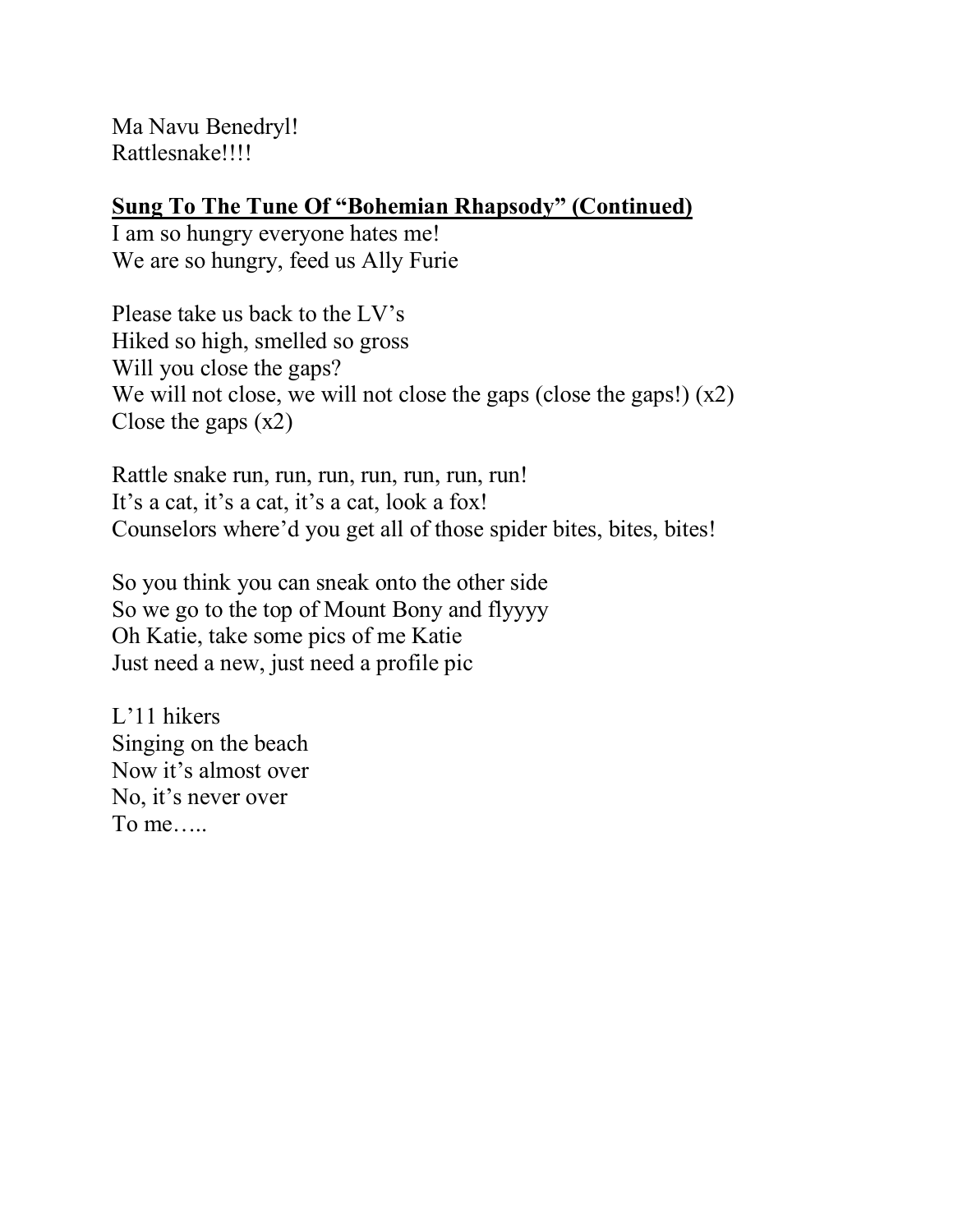Ma Navu Benedryl!
Rattlesnake!!!!

**<u>Sung To The Tune Of "Bohemian Rhapsody" (Continued)</u>**

I am so hungry everyone hates me!
We are so hungry, feed us Ally Furie

Please take us back to the LV's
Hiked so high, smelled so gross
Will you close the gaps?
We will not close, we will not close the gaps (close the gaps!) (x2)
Close the gaps (x2)

Rattle snake run, run, run, run, run, run, run!
It's a cat, it's a cat, it's a cat, look a fox!
Counselors where'd you get all of those spider bites, bites, bites!

So you think you can sneak onto the other side
So we go to the top of Mount Bony and flyyyy
Oh Katie, take some pics of me Katie
Just need a new, just need a profile pic

L'11 hikers
Singing on the beach
Now it's almost over
No, it's never over
To me…..